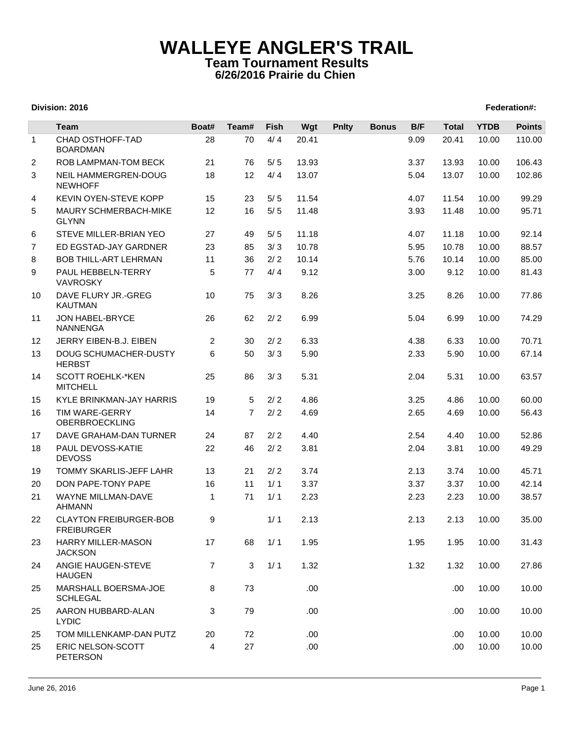# WALLEYE ANGLER'S TRAIL

## Team Tournament Results

### 6/26/2016 Prairie du Chien

**Division: 2016** **Federation#:**

| | Team | Boat# | Team# | Fish | Wgt | Pnlty | Bonus | B/F | Total | YTDB | Points |
|---|---|---|---|---|---|---|---|---|---|---|---|
| 1 | CHAD OSTHOFF-TAD BOARDMAN | 28 | 70 | 4/ 4 | 20.41 | | | 9.09 | 20.41 | 10.00 | 110.00 |
| 2 | ROB LAMPMAN-TOM BECK | 21 | 76 | 5/ 5 | 13.93 | | | 3.37 | 13.93 | 10.00 | 106.43 |
| 3 | NEIL HAMMERGREN-DOUG NEWHOFF | 18 | 12 | 4/ 4 | 13.07 | | | 5.04 | 13.07 | 10.00 | 102.86 |
| 4 | KEVIN OYEN-STEVE KOPP | 15 | 23 | 5/ 5 | 11.54 | | | 4.07 | 11.54 | 10.00 | 99.29 |
| 5 | MAURY SCHMERBACH-MIKE GLYNN | 12 | 16 | 5/ 5 | 11.48 | | | 3.93 | 11.48 | 10.00 | 95.71 |
| 6 | STEVE MILLER-BRIAN YEO | 27 | 49 | 5/ 5 | 11.18 | | | 4.07 | 11.18 | 10.00 | 92.14 |
| 7 | ED EGSTAD-JAY GARDNER | 23 | 85 | 3/ 3 | 10.78 | | | 5.95 | 10.78 | 10.00 | 88.57 |
| 8 | BOB THILL-ART LEHRMAN | 11 | 36 | 2/ 2 | 10.14 | | | 5.76 | 10.14 | 10.00 | 85.00 |
| 9 | PAUL HEBBELN-TERRY VAVROSKY | 5 | 77 | 4/ 4 | 9.12 | | | 3.00 | 9.12 | 10.00 | 81.43 |
| 10 | DAVE FLURY JR.-GREG KAUTMAN | 10 | 75 | 3/ 3 | 8.26 | | | 3.25 | 8.26 | 10.00 | 77.86 |
| 11 | JON HABEL-BRYCE NANNENGA | 26 | 62 | 2/ 2 | 6.99 | | | 5.04 | 6.99 | 10.00 | 74.29 |
| 12 | JERRY EIBEN-B.J. EIBEN | 2 | 30 | 2/ 2 | 6.33 | | | 4.38 | 6.33 | 10.00 | 70.71 |
| 13 | DOUG SCHUMACHER-DUSTY HERBST | 6 | 50 | 3/ 3 | 5.90 | | | 2.33 | 5.90 | 10.00 | 67.14 |
| 14 | SCOTT ROEHLK-*KEN MITCHELL | 25 | 86 | 3/ 3 | 5.31 | | | 2.04 | 5.31 | 10.00 | 63.57 |
| 15 | KYLE BRINKMAN-JAY HARRIS | 19 | 5 | 2/ 2 | 4.86 | | | 3.25 | 4.86 | 10.00 | 60.00 |
| 16 | TIM WARE-GERRY OBERBROECKLING | 14 | 7 | 2/ 2 | 4.69 | | | 2.65 | 4.69 | 10.00 | 56.43 |
| 17 | DAVE GRAHAM-DAN TURNER | 24 | 87 | 2/ 2 | 4.40 | | | 2.54 | 4.40 | 10.00 | 52.86 |
| 18 | PAUL DEVOSS-KATIE DEVOSS | 22 | 46 | 2/ 2 | 3.81 | | | 2.04 | 3.81 | 10.00 | 49.29 |
| 19 | TOMMY SKARLIS-JEFF LAHR | 13 | 21 | 2/ 2 | 3.74 | | | 2.13 | 3.74 | 10.00 | 45.71 |
| 20 | DON PAPE-TONY PAPE | 16 | 11 | 1/ 1 | 3.37 | | | 3.37 | 3.37 | 10.00 | 42.14 |
| 21 | WAYNE MILLMAN-DAVE AHMANN | 1 | 71 | 1/ 1 | 2.23 | | | 2.23 | 2.23 | 10.00 | 38.57 |
| 22 | CLAYTON FREIBURGER-BOB FREIBURGER | 9 | | 1/ 1 | 2.13 | | | 2.13 | 2.13 | 10.00 | 35.00 |
| 23 | HARRY MILLER-MASON JACKSON | 17 | 68 | 1/ 1 | 1.95 | | | 1.95 | 1.95 | 10.00 | 31.43 |
| 24 | ANGIE HAUGEN-STEVE HAUGEN | 7 | 3 | 1/ 1 | 1.32 | | | 1.32 | 1.32 | 10.00 | 27.86 |
| 25 | MARSHALL BOERSMA-JOE SCHLEGAL | 8 | 73 | | .00 | | | | .00 | 10.00 | 10.00 |
| 25 | AARON HUBBARD-ALAN LYDIC | 3 | 79 | | .00 | | | | .00 | 10.00 | 10.00 |
| 25 | TOM MILLENKAMP-DAN PUTZ | 20 | 72 | | .00 | | | | .00 | 10.00 | 10.00 |
| 25 | ERIC NELSON-SCOTT PETERSON | 4 | 27 | | .00 | | | | .00 | 10.00 | 10.00 |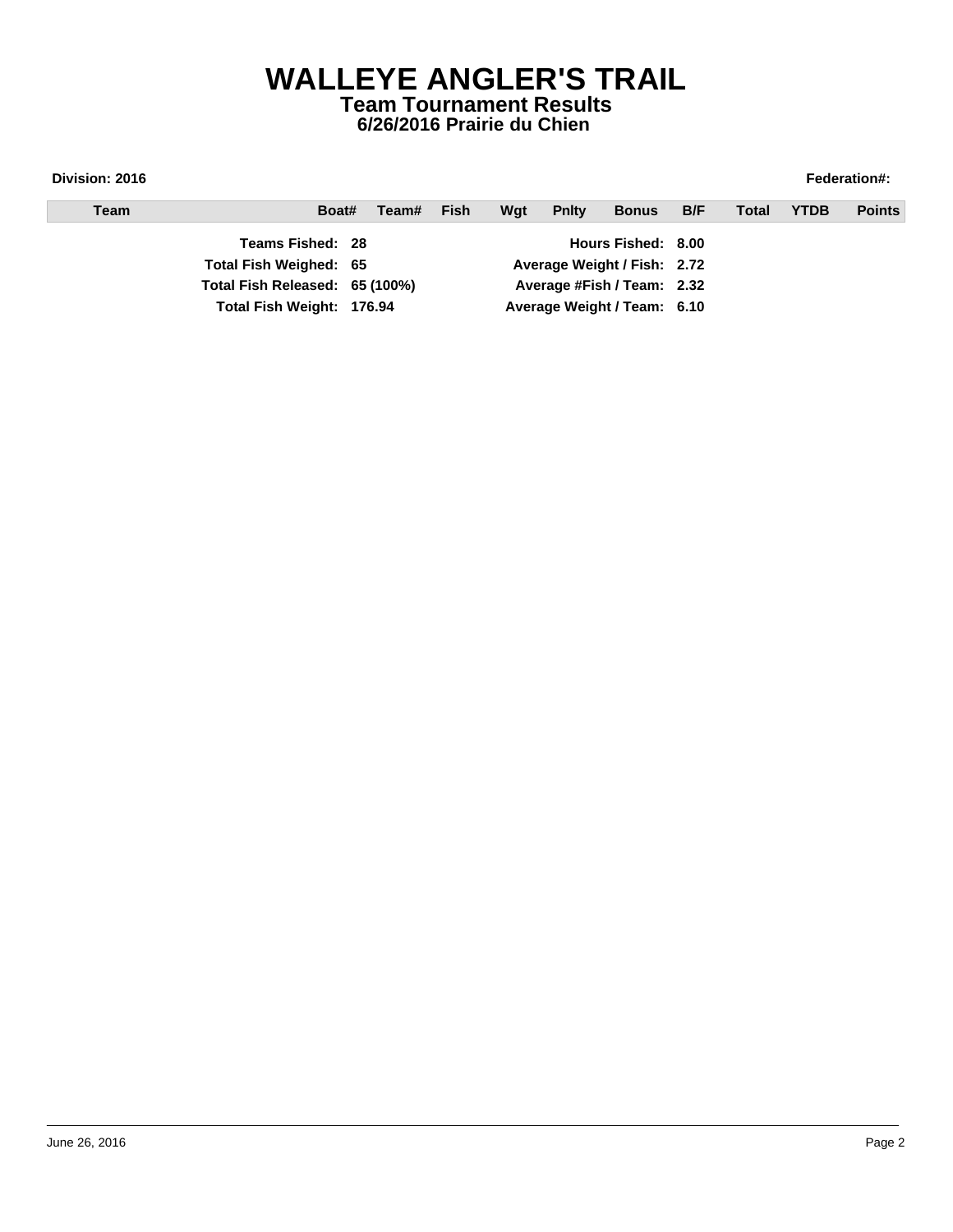# WALLEYE ANGLER'S TRAIL

## Team Tournament Results

### 6/26/2016 Prairie du Chien

**Division: 2016** **Federation#:**

| Team | Boat# | Team# | Fish | Wgt | Pnlty | Bonus | B/F | Total | YTDB | Points |
|---|---|---|---|---|---|---|---|---|---|---|

| | | | |
|---|---|---|---|
| **Teams Fished:** | **28** | **Hours Fished:** | **8.00** |
| **Total Fish Weighed:** | **65** | **Average Weight / Fish:** | **2.72** |
| **Total Fish Released:** | **65 (100%)** | **Average #Fish / Team:** | **2.32** |
| **Total Fish Weight:** | **176.94** | **Average Weight / Team:** | **6.10** |